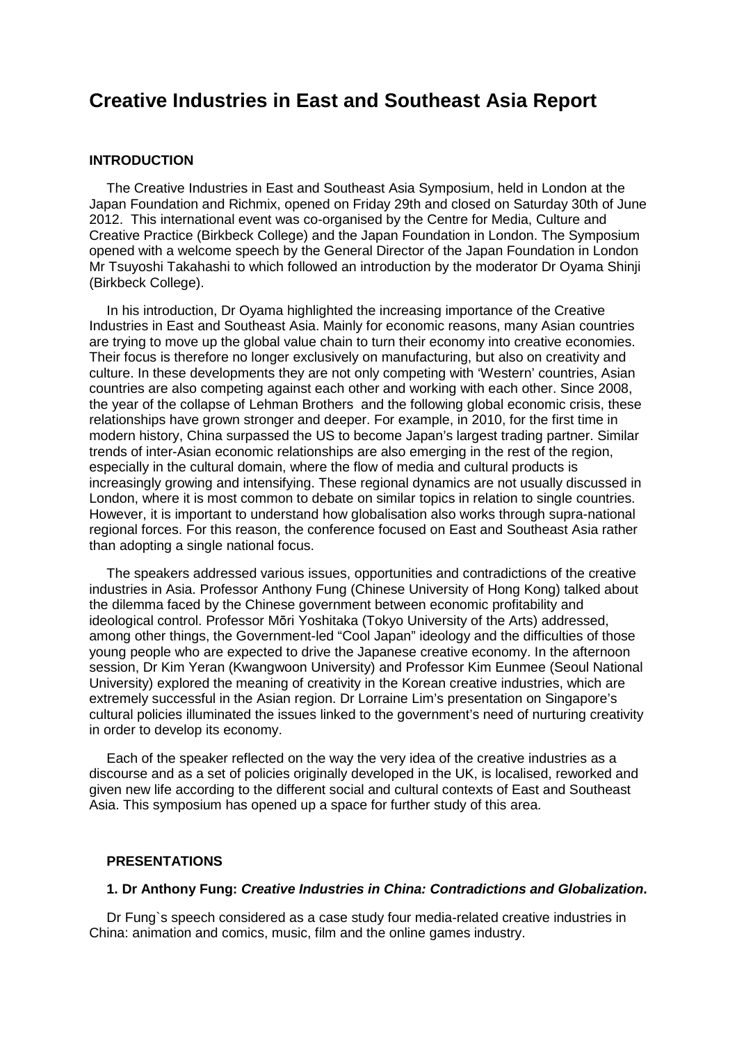# Creative Industries in East and Southeast Asia Report

## INTRODUCTION

The Creative Industries in East and Southeast Asia Symposium, held in London at the Japan Foundation and Richmix, opened on Friday 29th and closed on Saturday 30th of June 2012. This international event was co-organised by the Centre for Media, Culture and Creative Practice (Birkbeck College) and the Japan Foundation in London. The Symposium opened with a welcome speech by the General Director of the Japan Foundation in London Mr Tsuyoshi Takahashi to which followed an introduction by the moderator Dr Oyama Shinji (Birkbeck College).

In his introduction, Dr Oyama highlighted the increasing importance of the Creative Industries in East and Southeast Asia. Mainly for economic reasons, many Asian countries are trying to move up the global value chain to turn their economy into creative economies. Their focus is therefore no longer exclusively on manufacturing, but also on creativity and culture. In these developments they are not only competing with 'Western' countries, Asian countries are also competing against each other and working with each other. Since 2008, the year of the collapse of Lehman Brothers and the following global economic crisis, these relationships have grown stronger and deeper. For example, in 2010, for the first time in modern history, China surpassed the US to become Japan's largest trading partner. Similar trends of inter-Asian economic relationships are also emerging in the rest of the region, especially in the cultural domain, where the flow of media and cultural products is increasingly growing and intensifying. These regional dynamics are not usually discussed in London, where it is most common to debate on similar topics in relation to single countries. However, it is important to understand how globalisation also works through supra-national regional forces. For this reason, the conference focused on East and Southeast Asia rather than adopting a single national focus.

The speakers addressed various issues, opportunities and contradictions of the creative industries in Asia. Professor Anthony Fung (Chinese University of Hong Kong) talked about the dilemma faced by the Chinese government between economic profitability and ideological control. Professor Mōri Yoshitaka (Tokyo University of the Arts) addressed, among other things, the Government-led "Cool Japan" ideology and the difficulties of those young people who are expected to drive the Japanese creative economy. In the afternoon session, Dr Kim Yeran (Kwangwoon University) and Professor Kim Eunmee (Seoul National University) explored the meaning of creativity in the Korean creative industries, which are extremely successful in the Asian region. Dr Lorraine Lim's presentation on Singapore's cultural policies illuminated the issues linked to the government's need of nurturing creativity in order to develop its economy.

Each of the speaker reflected on the way the very idea of the creative industries as a discourse and as a set of policies originally developed in the UK, is localised, reworked and given new life according to the different social and cultural contexts of East and Southeast Asia. This symposium has opened up a space for further study of this area.

## PRESENTATIONS

### 1. Dr Anthony Fung: *Creative Industries in China: Contradictions and Globalization*.

Dr Fung`s speech considered as a case study four media-related creative industries in China: animation and comics, music, film and the online games industry.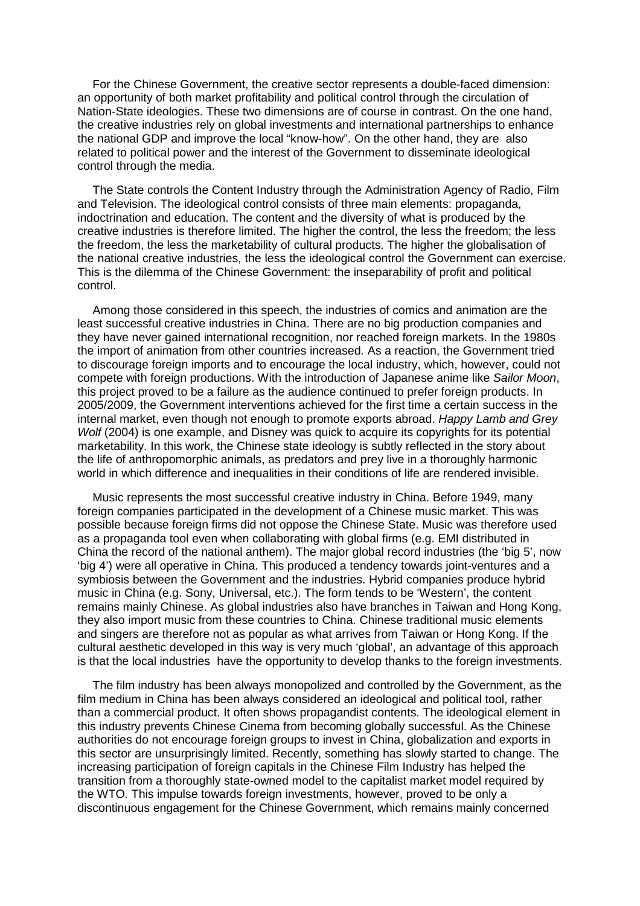For the Chinese Government, the creative sector represents a double-faced dimension: an opportunity of both market profitability and political control through the circulation of Nation-State ideologies. These two dimensions are of course in contrast. On the one hand, the creative industries rely on global investments and international partnerships to enhance the national GDP and improve the local "know-how". On the other hand, they are also related to political power and the interest of the Government to disseminate ideological control through the media.

The State controls the Content Industry through the Administration Agency of Radio, Film and Television. The ideological control consists of three main elements: propaganda, indoctrination and education. The content and the diversity of what is produced by the creative industries is therefore limited. The higher the control, the less the freedom; the less the freedom, the less the marketability of cultural products. The higher the globalisation of the national creative industries, the less the ideological control the Government can exercise. This is the dilemma of the Chinese Government: the inseparability of profit and political control.

Among those considered in this speech, the industries of comics and animation are the least successful creative industries in China. There are no big production companies and they have never gained international recognition, nor reached foreign markets. In the 1980s the import of animation from other countries increased. As a reaction, the Government tried to discourage foreign imports and to encourage the local industry, which, however, could not compete with foreign productions. With the introduction of Japanese anime like *Sailor Moon*, this project proved to be a failure as the audience continued to prefer foreign products. In 2005/2009, the Government interventions achieved for the first time a certain success in the internal market, even though not enough to promote exports abroad. *Happy Lamb and Grey Wolf* (2004) is one example, and Disney was quick to acquire its copyrights for its potential marketability. In this work, the Chinese state ideology is subtly reflected in the story about the life of anthropomorphic animals, as predators and prey live in a thoroughly harmonic world in which difference and inequalities in their conditions of life are rendered invisible.

Music represents the most successful creative industry in China. Before 1949, many foreign companies participated in the development of a Chinese music market. This was possible because foreign firms did not oppose the Chinese State. Music was therefore used as a propaganda tool even when collaborating with global firms (e.g. EMI distributed in China the record of the national anthem). The major global record industries (the 'big 5', now 'big 4') were all operative in China. This produced a tendency towards joint-ventures and a symbiosis between the Government and the industries. Hybrid companies produce hybrid music in China (e.g. Sony, Universal, etc.). The form tends to be 'Western', the content remains mainly Chinese. As global industries also have branches in Taiwan and Hong Kong, they also import music from these countries to China. Chinese traditional music elements and singers are therefore not as popular as what arrives from Taiwan or Hong Kong. If the cultural aesthetic developed in this way is very much 'global', an advantage of this approach is that the local industries have the opportunity to develop thanks to the foreign investments.

The film industry has been always monopolized and controlled by the Government, as the film medium in China has been always considered an ideological and political tool, rather than a commercial product. It often shows propagandist contents. The ideological element in this industry prevents Chinese Cinema from becoming globally successful. As the Chinese authorities do not encourage foreign groups to invest in China, globalization and exports in this sector are unsurprisingly limited. Recently, something has slowly started to change. The increasing participation of foreign capitals in the Chinese Film Industry has helped the transition from a thoroughly state-owned model to the capitalist market model required by the WTO. This impulse towards foreign investments, however, proved to be only a discontinuous engagement for the Chinese Government, which remains mainly concerned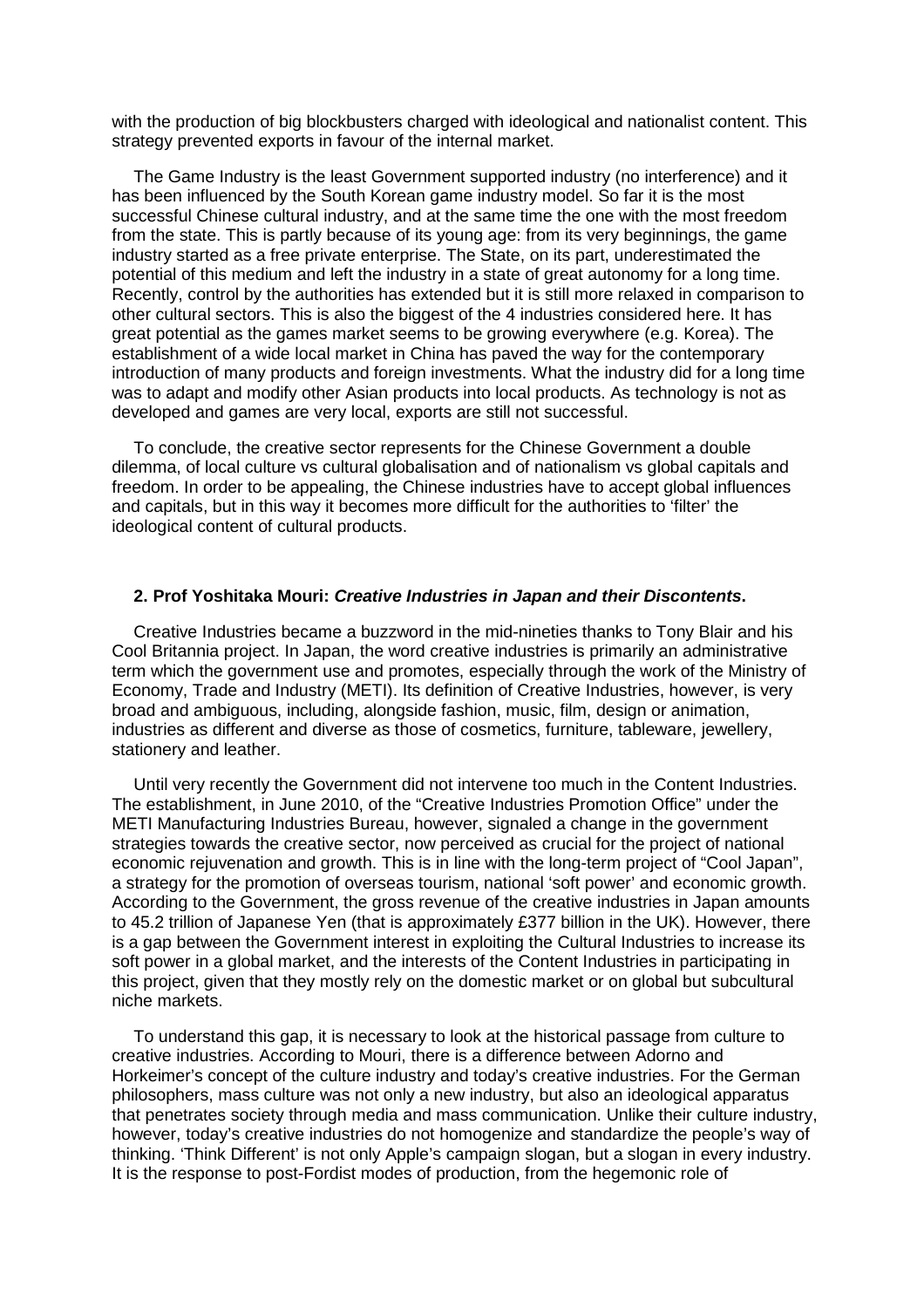with the production of big blockbusters charged with ideological and nationalist content. This strategy prevented exports in favour of the internal market.

The Game Industry is the least Government supported industry (no interference) and it has been influenced by the South Korean game industry model. So far it is the most successful Chinese cultural industry, and at the same time the one with the most freedom from the state. This is partly because of its young age: from its very beginnings, the game industry started as a free private enterprise. The State, on its part, underestimated the potential of this medium and left the industry in a state of great autonomy for a long time. Recently, control by the authorities has extended but it is still more relaxed in comparison to other cultural sectors. This is also the biggest of the 4 industries considered here. It has great potential as the games market seems to be growing everywhere (e.g. Korea). The establishment of a wide local market in China has paved the way for the contemporary introduction of many products and foreign investments. What the industry did for a long time was to adapt and modify other Asian products into local products. As technology is not as developed and games are very local, exports are still not successful.

To conclude, the creative sector represents for the Chinese Government a double dilemma, of local culture vs cultural globalisation and of nationalism vs global capitals and freedom. In order to be appealing, the Chinese industries have to accept global influences and capitals, but in this way it becomes more difficult for the authorities to 'filter' the ideological content of cultural products.

### 2. Prof Yoshitaka Mouri: *Creative Industries in Japan and their Discontents*.

Creative Industries became a buzzword in the mid-nineties thanks to Tony Blair and his Cool Britannia project. In Japan, the word creative industries is primarily an administrative term which the government use and promotes, especially through the work of the Ministry of Economy, Trade and Industry (METI). Its definition of Creative Industries, however, is very broad and ambiguous, including, alongside fashion, music, film, design or animation, industries as different and diverse as those of cosmetics, furniture, tableware, jewellery, stationery and leather.

Until very recently the Government did not intervene too much in the Content Industries. The establishment, in June 2010, of the "Creative Industries Promotion Office" under the METI Manufacturing Industries Bureau, however, signaled a change in the government strategies towards the creative sector, now perceived as crucial for the project of national economic rejuvenation and growth. This is in line with the long-term project of "Cool Japan", a strategy for the promotion of overseas tourism, national 'soft power' and economic growth. According to the Government, the gross revenue of the creative industries in Japan amounts to 45.2 trillion of Japanese Yen (that is approximately £377 billion in the UK). However, there is a gap between the Government interest in exploiting the Cultural Industries to increase its soft power in a global market, and the interests of the Content Industries in participating in this project, given that they mostly rely on the domestic market or on global but subcultural niche markets.

To understand this gap, it is necessary to look at the historical passage from culture to creative industries. According to Mouri, there is a difference between Adorno and Horkeimer's concept of the culture industry and today's creative industries. For the German philosophers, mass culture was not only a new industry, but also an ideological apparatus that penetrates society through media and mass communication. Unlike their culture industry, however, today's creative industries do not homogenize and standardize the people's way of thinking. 'Think Different' is not only Apple's campaign slogan, but a slogan in every industry. It is the response to post-Fordist modes of production, from the hegemonic role of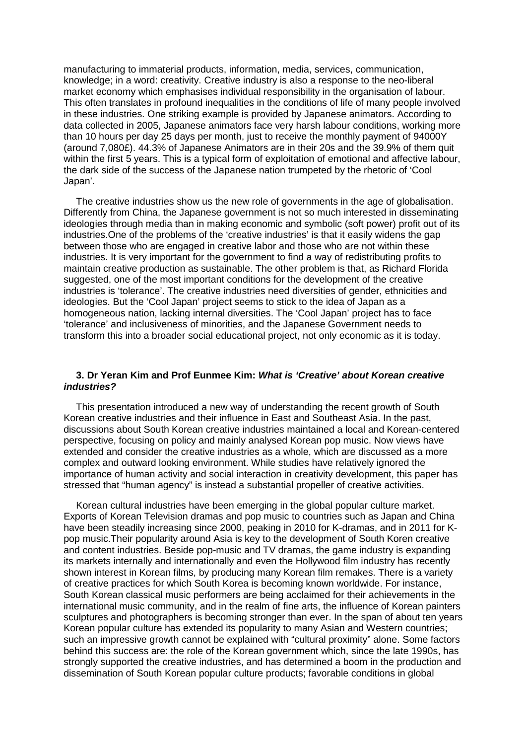manufacturing to immaterial products, information, media, services, communication, knowledge; in a word: creativity. Creative industry is also a response to the neo-liberal market economy which emphasises individual responsibility in the organisation of labour. This often translates in profound inequalities in the conditions of life of many people involved in these industries. One striking example is provided by Japanese animators. According to data collected in 2005, Japanese animators face very harsh labour conditions, working more than 10 hours per day 25 days per month, just to receive the monthly payment of 94000Y (around 7,080£). 44.3% of Japanese Animators are in their 20s and the 39.9% of them quit within the first 5 years. This is a typical form of exploitation of emotional and affective labour, the dark side of the success of the Japanese nation trumpeted by the rhetoric of 'Cool Japan'.

The creative industries show us the new role of governments in the age of globalisation. Differently from China, the Japanese government is not so much interested in disseminating ideologies through media than in making economic and symbolic (soft power) profit out of its industries.One of the problems of the 'creative industries' is that it easily widens the gap between those who are engaged in creative labor and those who are not within these industries. It is very important for the government to find a way of redistributing profits to maintain creative production as sustainable. The other problem is that, as Richard Florida suggested, one of the most important conditions for the development of the creative industries is 'tolerance'. The creative industries need diversities of gender, ethnicities and ideologies. But the 'Cool Japan' project seems to stick to the idea of Japan as a homogeneous nation, lacking internal diversities. The 'Cool Japan' project has to face 'tolerance' and inclusiveness of minorities, and the Japanese Government needs to transform this into a broader social educational project, not only economic as it is today.

### 3. Dr Yeran Kim and Prof Eunmee Kim: *What is 'Creative' about Korean creative industries?*

This presentation introduced a new way of understanding the recent growth of South Korean creative industries and their influence in East and Southeast Asia. In the past, discussions about South Korean creative industries maintained a local and Korean-centered perspective, focusing on policy and mainly analysed Korean pop music. Now views have extended and consider the creative industries as a whole, which are discussed as a more complex and outward looking environment. While studies have relatively ignored the importance of human activity and social interaction in creativity development, this paper has stressed that "human agency" is instead a substantial propeller of creative activities.

Korean cultural industries have been emerging in the global popular culture market. Exports of Korean Television dramas and pop music to countries such as Japan and China have been steadily increasing since 2000, peaking in 2010 for K-dramas, and in 2011 for K-pop music.Their popularity around Asia is key to the development of South Koren creative and content industries. Beside pop-music and TV dramas, the game industry is expanding its markets internally and internationally and even the Hollywood film industry has recently shown interest in Korean films, by producing many Korean film remakes. There is a variety of creative practices for which South Korea is becoming known worldwide. For instance, South Korean classical music performers are being acclaimed for their achievements in the international music community, and in the realm of fine arts, the influence of Korean painters sculptures and photographers is becoming stronger than ever. In the span of about ten years Korean popular culture has extended its popularity to many Asian and Western countries; such an impressive growth cannot be explained with "cultural proximity" alone. Some factors behind this success are: the role of the Korean government which, since the late 1990s, has strongly supported the creative industries, and has determined a boom in the production and dissemination of South Korean popular culture products; favorable conditions in global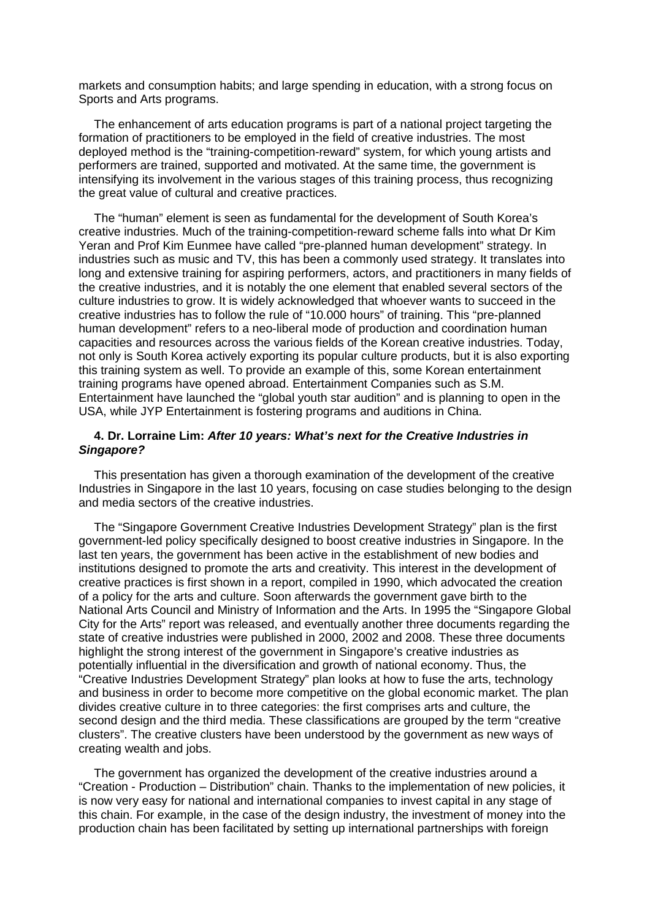markets and consumption habits; and large spending in education, with a strong focus on Sports and Arts programs.

The enhancement of arts education programs is part of a national project targeting the formation of practitioners to be employed in the field of creative industries. The most deployed method is the "training-competition-reward" system, for which young artists and performers are trained, supported and motivated. At the same time, the government is intensifying its involvement in the various stages of this training process, thus recognizing the great value of cultural and creative practices.

The "human" element is seen as fundamental for the development of South Korea's creative industries. Much of the training-competition-reward scheme falls into what Dr Kim Yeran and Prof Kim Eunmee have called "pre-planned human development" strategy. In industries such as music and TV, this has been a commonly used strategy. It translates into long and extensive training for aspiring performers, actors, and practitioners in many fields of the creative industries, and it is notably the one element that enabled several sectors of the culture industries to grow. It is widely acknowledged that whoever wants to succeed in the creative industries has to follow the rule of "10.000 hours" of training. This "pre-planned human development" refers to a neo-liberal mode of production and coordination human capacities and resources across the various fields of the Korean creative industries. Today, not only is South Korea actively exporting its popular culture products, but it is also exporting this training system as well. To provide an example of this, some Korean entertainment training programs have opened abroad. Entertainment Companies such as S.M. Entertainment have launched the "global youth star audition" and is planning to open in the USA, while JYP Entertainment is fostering programs and auditions in China.

### 4. Dr. Lorraine Lim: *After 10 years: What's next for the Creative Industries in Singapore?*

This presentation has given a thorough examination of the development of the creative Industries in Singapore in the last 10 years, focusing on case studies belonging to the design and media sectors of the creative industries.

The "Singapore Government Creative Industries Development Strategy" plan is the first government-led policy specifically designed to boost creative industries in Singapore. In the last ten years, the government has been active in the establishment of new bodies and institutions designed to promote the arts and creativity. This interest in the development of creative practices is first shown in a report, compiled in 1990, which advocated the creation of a policy for the arts and culture. Soon afterwards the government gave birth to the National Arts Council and Ministry of Information and the Arts. In 1995 the "Singapore Global City for the Arts" report was released, and eventually another three documents regarding the state of creative industries were published in 2000, 2002 and 2008. These three documents highlight the strong interest of the government in Singapore's creative industries as potentially influential in the diversification and growth of national economy. Thus, the "Creative Industries Development Strategy" plan looks at how to fuse the arts, technology and business in order to become more competitive on the global economic market. The plan divides creative culture in to three categories: the first comprises arts and culture, the second design and the third media. These classifications are grouped by the term "creative clusters". The creative clusters have been understood by the government as new ways of creating wealth and jobs.

The government has organized the development of the creative industries around a "Creation - Production – Distribution" chain. Thanks to the implementation of new policies, it is now very easy for national and international companies to invest capital in any stage of this chain. For example, in the case of the design industry, the investment of money into the production chain has been facilitated by setting up international partnerships with foreign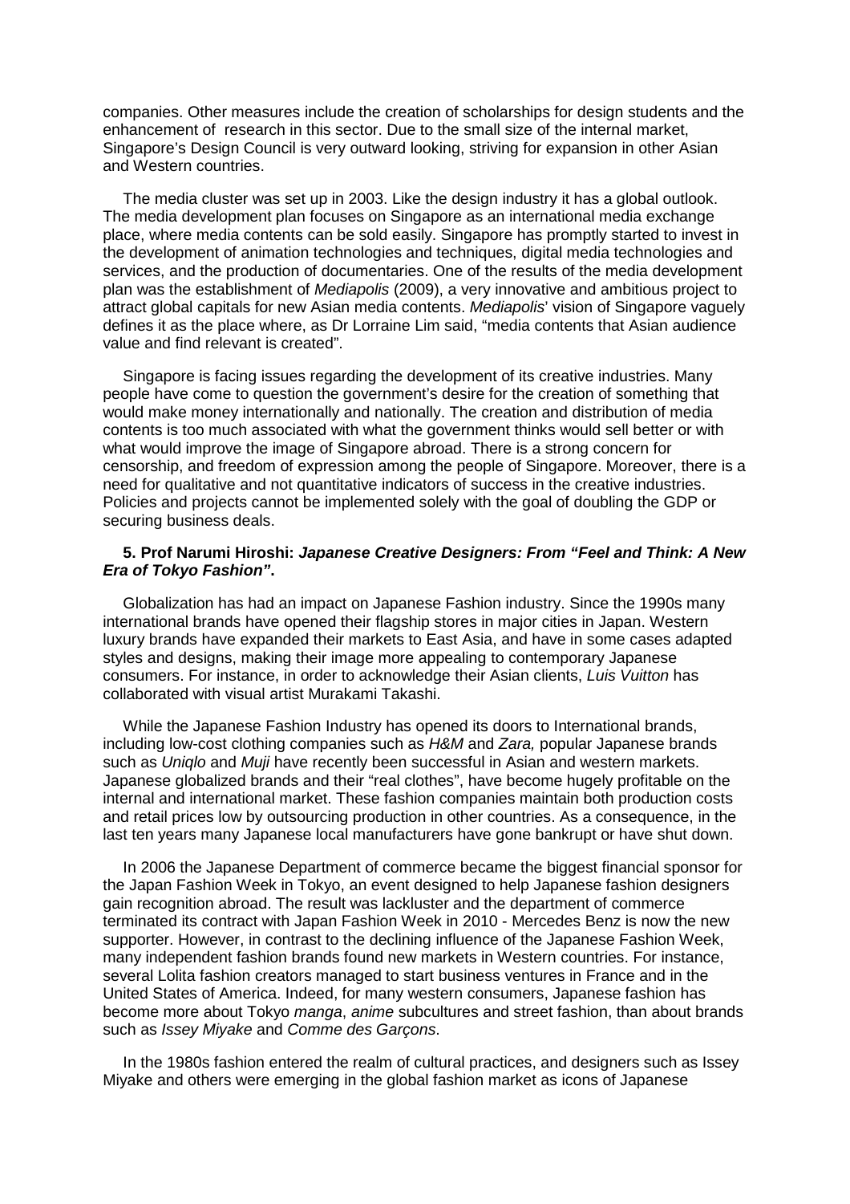companies. Other measures include the creation of scholarships for design students and the enhancement of research in this sector. Due to the small size of the internal market, Singapore's Design Council is very outward looking, striving for expansion in other Asian and Western countries.

The media cluster was set up in 2003. Like the design industry it has a global outlook. The media development plan focuses on Singapore as an international media exchange place, where media contents can be sold easily. Singapore has promptly started to invest in the development of animation technologies and techniques, digital media technologies and services, and the production of documentaries. One of the results of the media development plan was the establishment of *Mediapolis* (2009), a very innovative and ambitious project to attract global capitals for new Asian media contents. *Mediapolis*' vision of Singapore vaguely defines it as the place where, as Dr Lorraine Lim said, "media contents that Asian audience value and find relevant is created".

Singapore is facing issues regarding the development of its creative industries. Many people have come to question the government's desire for the creation of something that would make money internationally and nationally. The creation and distribution of media contents is too much associated with what the government thinks would sell better or with what would improve the image of Singapore abroad. There is a strong concern for censorship, and freedom of expression among the people of Singapore. Moreover, there is a need for qualitative and not quantitative indicators of success in the creative industries. Policies and projects cannot be implemented solely with the goal of doubling the GDP or securing business deals.

### 5. Prof Narumi Hiroshi: *Japanese Creative Designers: From "Feel and Think: A New Era of Tokyo Fashion"*.

Globalization has had an impact on Japanese Fashion industry. Since the 1990s many international brands have opened their flagship stores in major cities in Japan. Western luxury brands have expanded their markets to East Asia, and have in some cases adapted styles and designs, making their image more appealing to contemporary Japanese consumers. For instance, in order to acknowledge their Asian clients, *Luis Vuitton* has collaborated with visual artist Murakami Takashi.

While the Japanese Fashion Industry has opened its doors to International brands, including low-cost clothing companies such as *H&M* and *Zara,* popular Japanese brands such as *Uniqlo* and *Muji* have recently been successful in Asian and western markets. Japanese globalized brands and their "real clothes", have become hugely profitable on the internal and international market. These fashion companies maintain both production costs and retail prices low by outsourcing production in other countries. As a consequence, in the last ten years many Japanese local manufacturers have gone bankrupt or have shut down.

In 2006 the Japanese Department of commerce became the biggest financial sponsor for the Japan Fashion Week in Tokyo, an event designed to help Japanese fashion designers gain recognition abroad. The result was lackluster and the department of commerce terminated its contract with Japan Fashion Week in 2010 - Mercedes Benz is now the new supporter. However, in contrast to the declining influence of the Japanese Fashion Week, many independent fashion brands found new markets in Western countries. For instance, several Lolita fashion creators managed to start business ventures in France and in the United States of America. Indeed, for many western consumers, Japanese fashion has become more about Tokyo *manga*, *anime* subcultures and street fashion, than about brands such as *Issey Miyake* and *Comme des Garçons*.

In the 1980s fashion entered the realm of cultural practices, and designers such as Issey Miyake and others were emerging in the global fashion market as icons of Japanese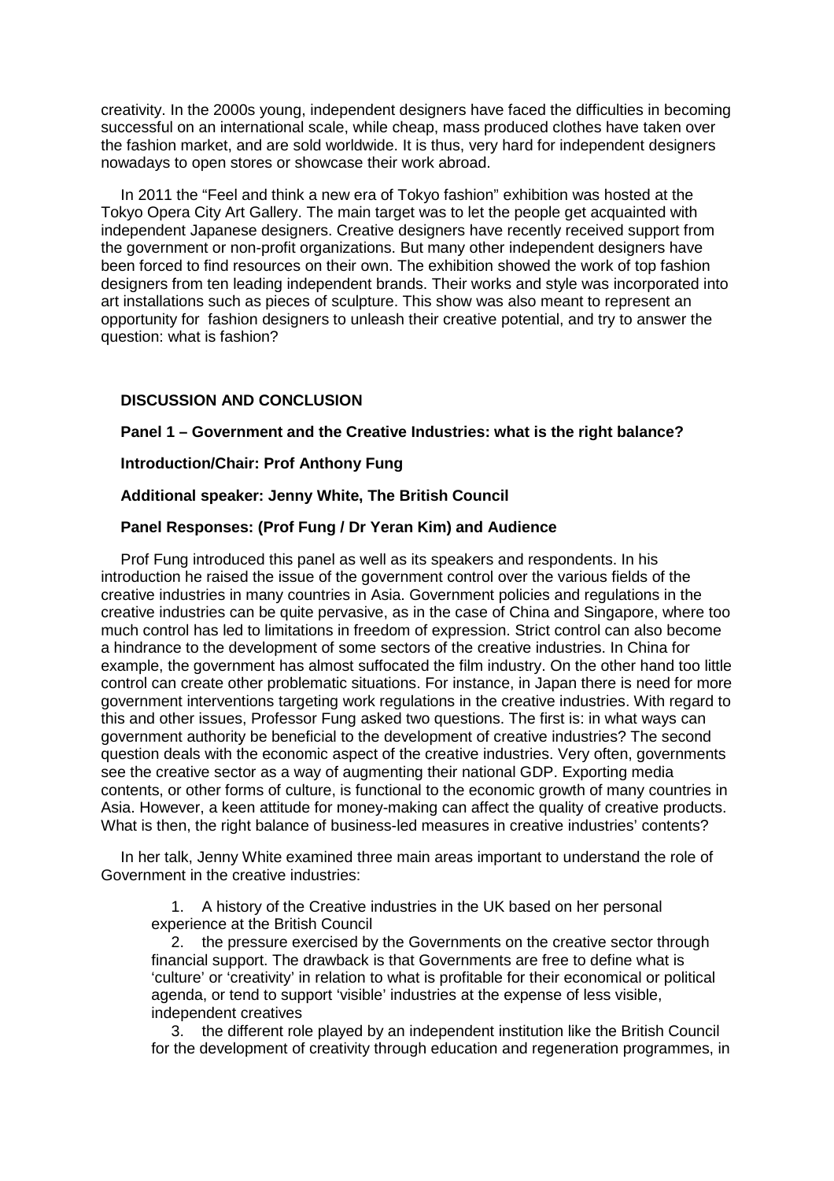creativity. In the 2000s young, independent designers have faced the difficulties in becoming successful on an international scale, while cheap, mass produced clothes have taken over the fashion market, and are sold worldwide. It is thus, very hard for independent designers nowadays to open stores or showcase their work abroad.

In 2011 the "Feel and think a new era of Tokyo fashion" exhibition was hosted at the Tokyo Opera City Art Gallery. The main target was to let the people get acquainted with independent Japanese designers. Creative designers have recently received support from the government or non-profit organizations. But many other independent designers have been forced to find resources on their own. The exhibition showed the work of top fashion designers from ten leading independent brands. Their works and style was incorporated into art installations such as pieces of sculpture. This show was also meant to represent an opportunity for fashion designers to unleash their creative potential, and try to answer the question: what is fashion?

## DISCUSSION AND CONCLUSION

### Panel 1 – Government and the Creative Industries: what is the right balance?

**Introduction/Chair: Prof Anthony Fung**

**Additional speaker: Jenny White, The British Council**

**Panel Responses: (Prof Fung / Dr Yeran Kim) and Audience**

Prof Fung introduced this panel as well as its speakers and respondents. In his introduction he raised the issue of the government control over the various fields of the creative industries in many countries in Asia. Government policies and regulations in the creative industries can be quite pervasive, as in the case of China and Singapore, where too much control has led to limitations in freedom of expression. Strict control can also become a hindrance to the development of some sectors of the creative industries. In China for example, the government has almost suffocated the film industry. On the other hand too little control can create other problematic situations. For instance, in Japan there is need for more government interventions targeting work regulations in the creative industries. With regard to this and other issues, Professor Fung asked two questions. The first is: in what ways can government authority be beneficial to the development of creative industries? The second question deals with the economic aspect of the creative industries. Very often, governments see the creative sector as a way of augmenting their national GDP. Exporting media contents, or other forms of culture, is functional to the economic growth of many countries in Asia. However, a keen attitude for money-making can affect the quality of creative products. What is then, the right balance of business-led measures in creative industries' contents?

In her talk, Jenny White examined three main areas important to understand the role of Government in the creative industries:

1. A history of the Creative industries in the UK based on her personal experience at the British Council
2. the pressure exercised by the Governments on the creative sector through financial support. The drawback is that Governments are free to define what is 'culture' or 'creativity' in relation to what is profitable for their economical or political agenda, or tend to support 'visible' industries at the expense of less visible, independent creatives
3. the different role played by an independent institution like the British Council for the development of creativity through education and regeneration programmes, in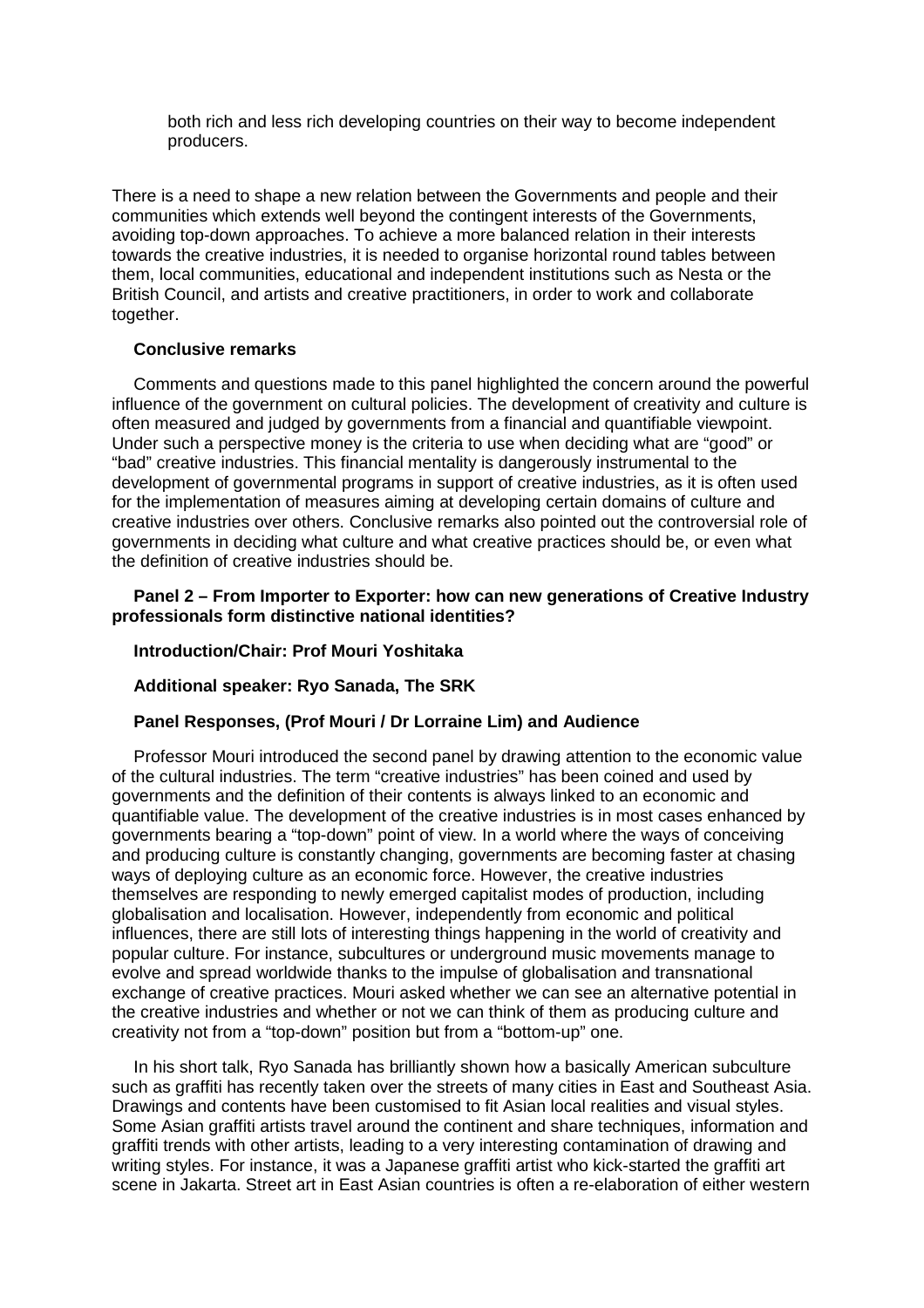both rich and less rich developing countries on their way to become independent producers.

There is a need to shape a new relation between the Governments and people and their communities which extends well beyond the contingent interests of the Governments, avoiding top-down approaches. To achieve a more balanced relation in their interests towards the creative industries, it is needed to organise horizontal round tables between them, local communities, educational and independent institutions such as Nesta or the British Council, and artists and creative practitioners, in order to work and collaborate together.

**Conclusive remarks**

Comments and questions made to this panel highlighted the concern around the powerful influence of the government on cultural policies. The development of creativity and culture is often measured and judged by governments from a financial and quantifiable viewpoint. Under such a perspective money is the criteria to use when deciding what are "good" or "bad" creative industries. This financial mentality is dangerously instrumental to the development of governmental programs in support of creative industries, as it is often used for the implementation of measures aiming at developing certain domains of culture and creative industries over others. Conclusive remarks also pointed out the controversial role of governments in deciding what culture and what creative practices should be, or even what the definition of creative industries should be.

**Panel 2 – From Importer to Exporter: how can new generations of Creative Industry professionals form distinctive national identities?**

**Introduction/Chair: Prof Mouri Yoshitaka**

**Additional speaker: Ryo Sanada, The SRK**

**Panel Responses, (Prof Mouri / Dr Lorraine Lim) and Audience**

Professor Mouri introduced the second panel by drawing attention to the economic value of the cultural industries. The term "creative industries" has been coined and used by governments and the definition of their contents is always linked to an economic and quantifiable value. The development of the creative industries is in most cases enhanced by governments bearing a "top-down" point of view. In a world where the ways of conceiving and producing culture is constantly changing, governments are becoming faster at chasing ways of deploying culture as an economic force. However, the creative industries themselves are responding to newly emerged capitalist modes of production, including globalisation and localisation. However, independently from economic and political influences, there are still lots of interesting things happening in the world of creativity and popular culture. For instance, subcultures or underground music movements manage to evolve and spread worldwide thanks to the impulse of globalisation and transnational exchange of creative practices. Mouri asked whether we can see an alternative potential in the creative industries and whether or not we can think of them as producing culture and creativity not from a "top-down" position but from a "bottom-up" one.

In his short talk, Ryo Sanada has brilliantly shown how a basically American subculture such as graffiti has recently taken over the streets of many cities in East and Southeast Asia. Drawings and contents have been customised to fit Asian local realities and visual styles. Some Asian graffiti artists travel around the continent and share techniques, information and graffiti trends with other artists, leading to a very interesting contamination of drawing and writing styles. For instance, it was a Japanese graffiti artist who kick-started the graffiti art scene in Jakarta. Street art in East Asian countries is often a re-elaboration of either western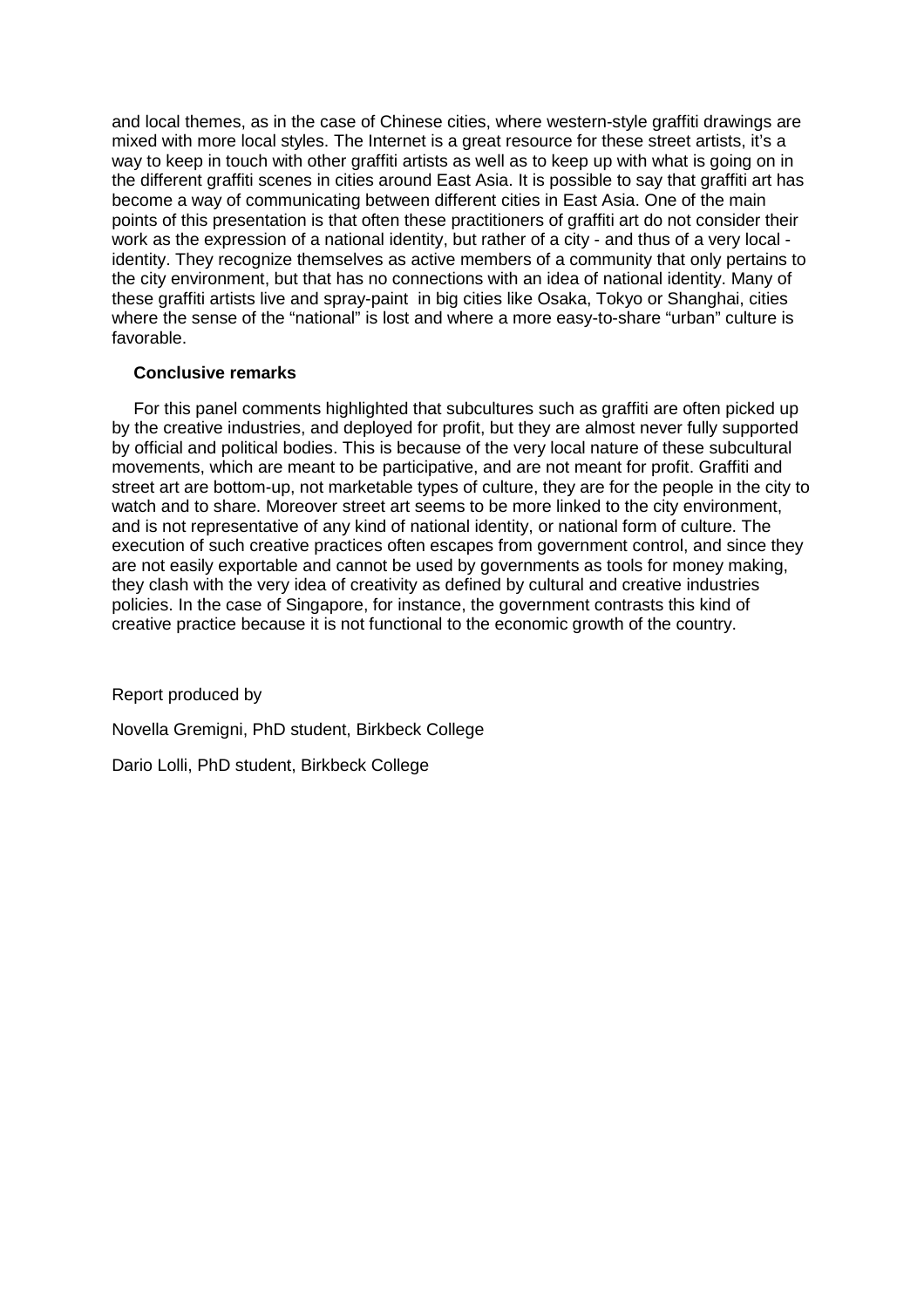and local themes, as in the case of Chinese cities, where western-style graffiti drawings are mixed with more local styles. The Internet is a great resource for these street artists, it's a way to keep in touch with other graffiti artists as well as to keep up with what is going on in the different graffiti scenes in cities around East Asia. It is possible to say that graffiti art has become a way of communicating between different cities in East Asia. One of the main points of this presentation is that often these practitioners of graffiti art do not consider their work as the expression of a national identity, but rather of a city - and thus of a very local - identity. They recognize themselves as active members of a community that only pertains to the city environment, but that has no connections with an idea of national identity. Many of these graffiti artists live and spray-paint in big cities like Osaka, Tokyo or Shanghai, cities where the sense of the "national" is lost and where a more easy-to-share "urban" culture is favorable.

**Conclusive remarks**

For this panel comments highlighted that subcultures such as graffiti are often picked up by the creative industries, and deployed for profit, but they are almost never fully supported by official and political bodies. This is because of the very local nature of these subcultural movements, which are meant to be participative, and are not meant for profit. Graffiti and street art are bottom-up, not marketable types of culture, they are for the people in the city to watch and to share. Moreover street art seems to be more linked to the city environment, and is not representative of any kind of national identity, or national form of culture. The execution of such creative practices often escapes from government control, and since they are not easily exportable and cannot be used by governments as tools for money making, they clash with the very idea of creativity as defined by cultural and creative industries policies. In the case of Singapore, for instance, the government contrasts this kind of creative practice because it is not functional to the economic growth of the country.

Report produced by

Novella Gremigni, PhD student, Birkbeck College

Dario Lolli, PhD student, Birkbeck College